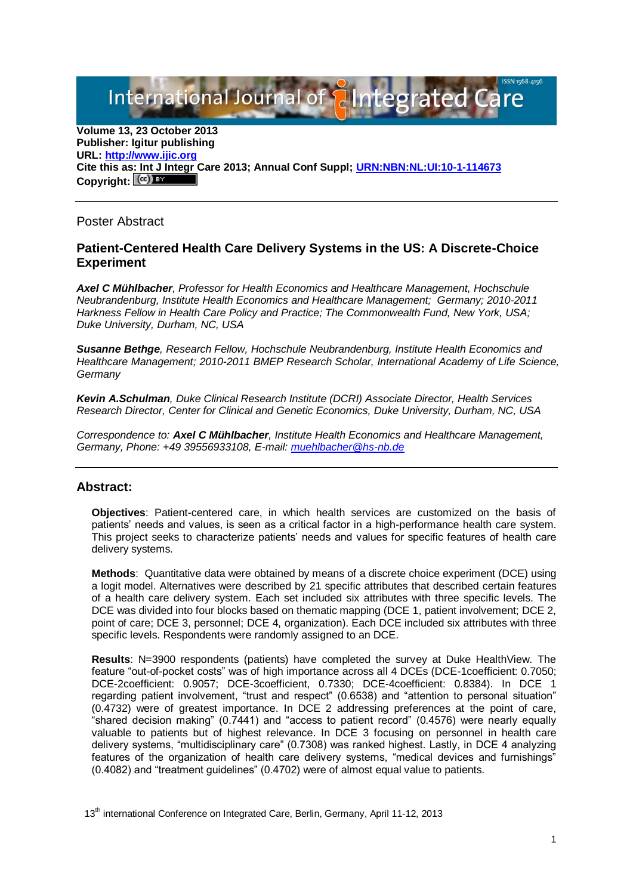Volume 13, 23 October 2013
**Publisher: Igitur publishing**
**URL: [http://www.ijic.org](http://www.ijic.org)**
**Cite this as: Int J Integr Care 2013; Annual Conf Suppl; URN:NBN:NL:UI:10-1-114673**
**Copyright:**

---

Poster Abstract

## Patient-Centered Health Care Delivery Systems in the US: A Discrete-Choice Experiment

***Axel C Mühlbacher**, Professor for Health Economics and Healthcare Management, Hochschule Neubrandenburg, Institute Health Economics and Healthcare Management; Germany; 2010-2011 Harkness Fellow in Health Care Policy and Practice; The Commonwealth Fund, New York, USA; Duke University, Durham, NC, USA*

***Susanne Bethge**, Research Fellow, Hochschule Neubrandenburg, Institute Health Economics and Healthcare Management; 2010-2011 BMEP Research Scholar, International Academy of Life Science, Germany*

***Kevin A.Schulman**, Duke Clinical Research Institute (DCRI) Associate Director, Health Services Research Director, Center for Clinical and Genetic Economics, Duke University, Durham, NC, USA*

*Correspondence to: **Axel C Mühlbacher**, Institute Health Economics and Healthcare Management, Germany, Phone: +49 39556933108, E-mail: [muehlbacher@hs-nb.de](mailto:muehlbacher@hs-nb.de)*

---

## Abstract:

**Objectives**: Patient-centered care, in which health services are customized on the basis of patients' needs and values, is seen as a critical factor in a high-performance health care system. This project seeks to characterize patients' needs and values for specific features of health care delivery systems.

**Methods**: Quantitative data were obtained by means of a discrete choice experiment (DCE) using a logit model. Alternatives were described by 21 specific attributes that described certain features of a health care delivery system. Each set included six attributes with three specific levels. The DCE was divided into four blocks based on thematic mapping (DCE 1, patient involvement; DCE 2, point of care; DCE 3, personnel; DCE 4, organization). Each DCE included six attributes with three specific levels. Respondents were randomly assigned to an DCE.

**Results**: N=3900 respondents (patients) have completed the survey at Duke HealthView. The feature "out-of-pocket costs" was of high importance across all 4 DCEs (DCE-1coefficient: 0.7050; DCE-2coefficient: 0.9057; DCE-3coefficient, 0.7330; DCE-4coefficient: 0.8384). In DCE 1 regarding patient involvement, "trust and respect" (0.6538) and "attention to personal situation" (0.4732) were of greatest importance. In DCE 2 addressing preferences at the point of care, "shared decision making" (0.7441) and "access to patient record" (0.4576) were nearly equally valuable to patients but of highest relevance. In DCE 3 focusing on personnel in health care delivery systems, "multidisciplinary care" (0.7308) was ranked highest. Lastly, in DCE 4 analyzing features of the organization of health care delivery systems, "medical devices and furnishings" (0.4082) and "treatment guidelines" (0.4702) were of almost equal value to patients.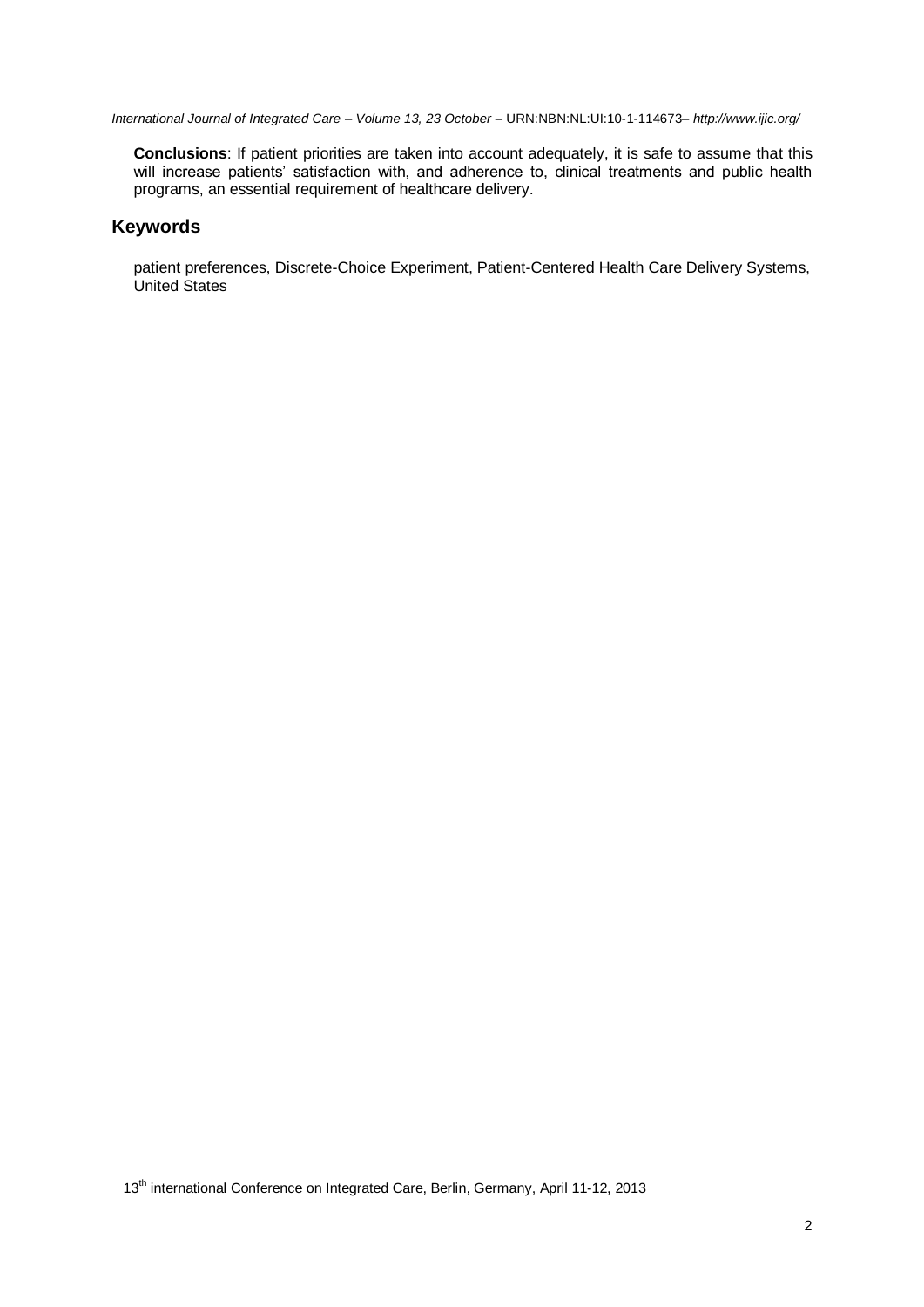**Conclusions**: If patient priorities are taken into account adequately, it is safe to assume that this will increase patients' satisfaction with, and adherence to, clinical treatments and public health programs, an essential requirement of healthcare delivery.

## Keywords

patient preferences, Discrete-Choice Experiment, Patient-Centered Health Care Delivery Systems, United States